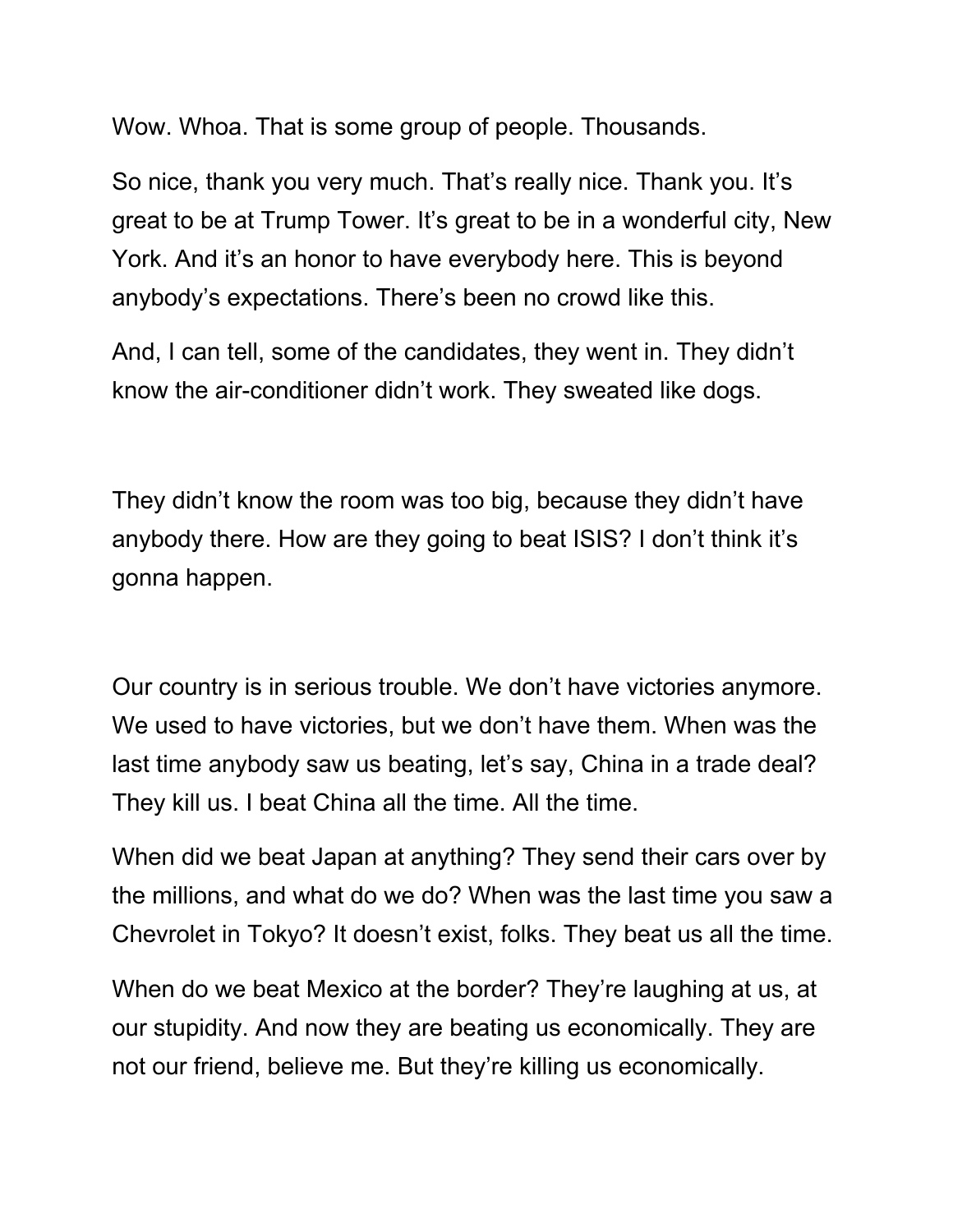Wow. Whoa. That is some group of people. Thousands.

So nice, thank you very much. That's really nice. Thank you. It's great to be at Trump Tower. It's great to be in a wonderful city, New York. And it's an honor to have everybody here. This is beyond anybody's expectations. There's been no crowd like this.

And, I can tell, some of the candidates, they went in. They didn't know the air-conditioner didn't work. They sweated like dogs.

They didn't know the room was too big, because they didn't have anybody there. How are they going to beat ISIS? I don't think it's gonna happen.

Our country is in serious trouble. We don't have victories anymore. We used to have victories, but we don't have them. When was the last time anybody saw us beating, let's say, China in a trade deal? They kill us. I beat China all the time. All the time.

When did we beat Japan at anything? They send their cars over by the millions, and what do we do? When was the last time you saw a Chevrolet in Tokyo? It doesn't exist, folks. They beat us all the time.

When do we beat Mexico at the border? They're laughing at us, at our stupidity. And now they are beating us economically. They are not our friend, believe me. But they're killing us economically.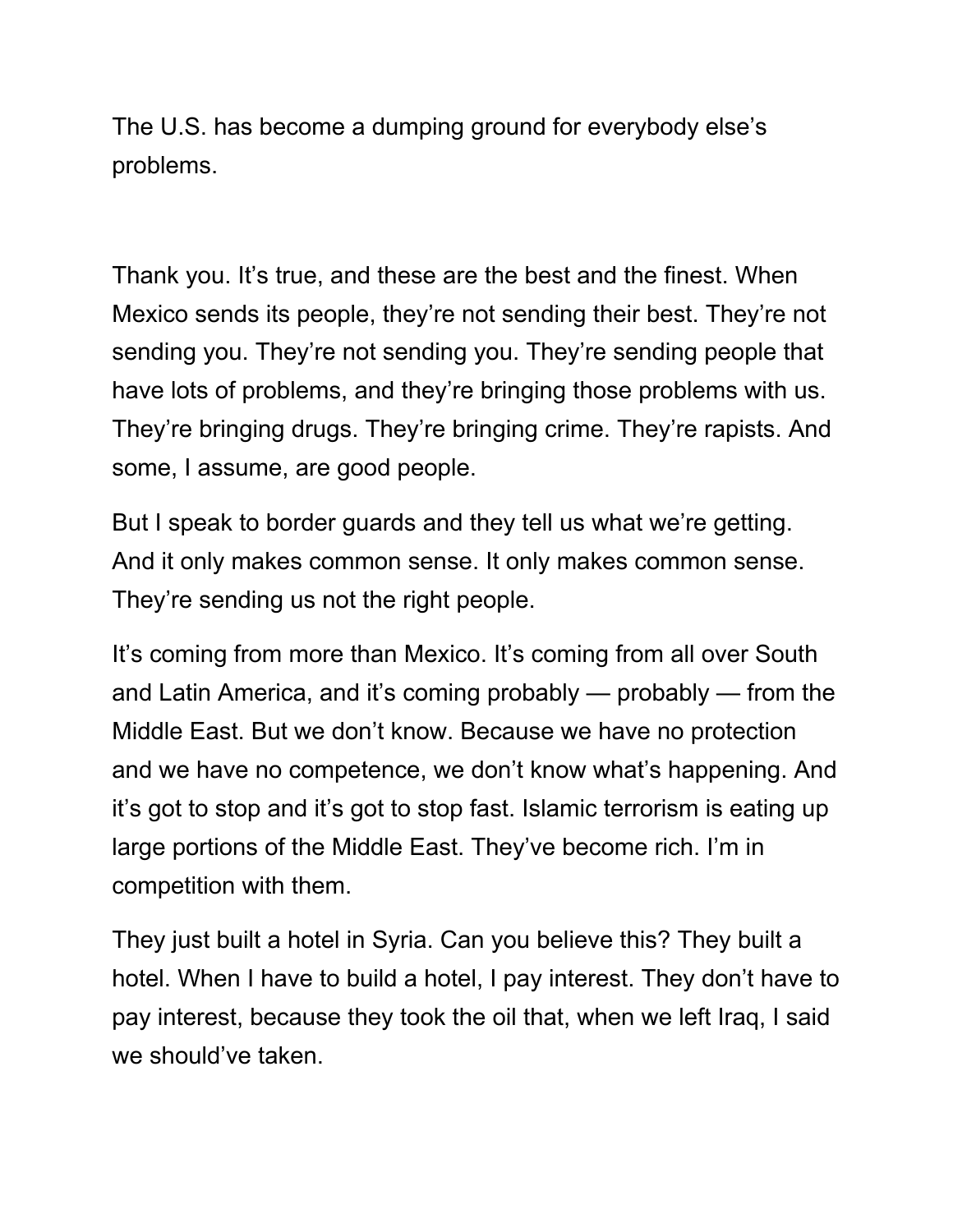The U.S. has become a dumping ground for everybody else's problems.

Thank you. It's true, and these are the best and the finest. When Mexico sends its people, they're not sending their best. They're not sending you. They're not sending you. They're sending people that have lots of problems, and they're bringing those problems with us. They're bringing drugs. They're bringing crime. They're rapists. And some, I assume, are good people.

But I speak to border guards and they tell us what we're getting. And it only makes common sense. It only makes common sense. They're sending us not the right people.

It's coming from more than Mexico. It's coming from all over South and Latin America, and it's coming probably — probably — from the Middle East. But we don't know. Because we have no protection and we have no competence, we don't know what's happening. And it's got to stop and it's got to stop fast. Islamic terrorism is eating up large portions of the Middle East. They've become rich. I'm in competition with them.

They just built a hotel in Syria. Can you believe this? They built a hotel. When I have to build a hotel, I pay interest. They don't have to pay interest, because they took the oil that, when we left Iraq, I said we should've taken.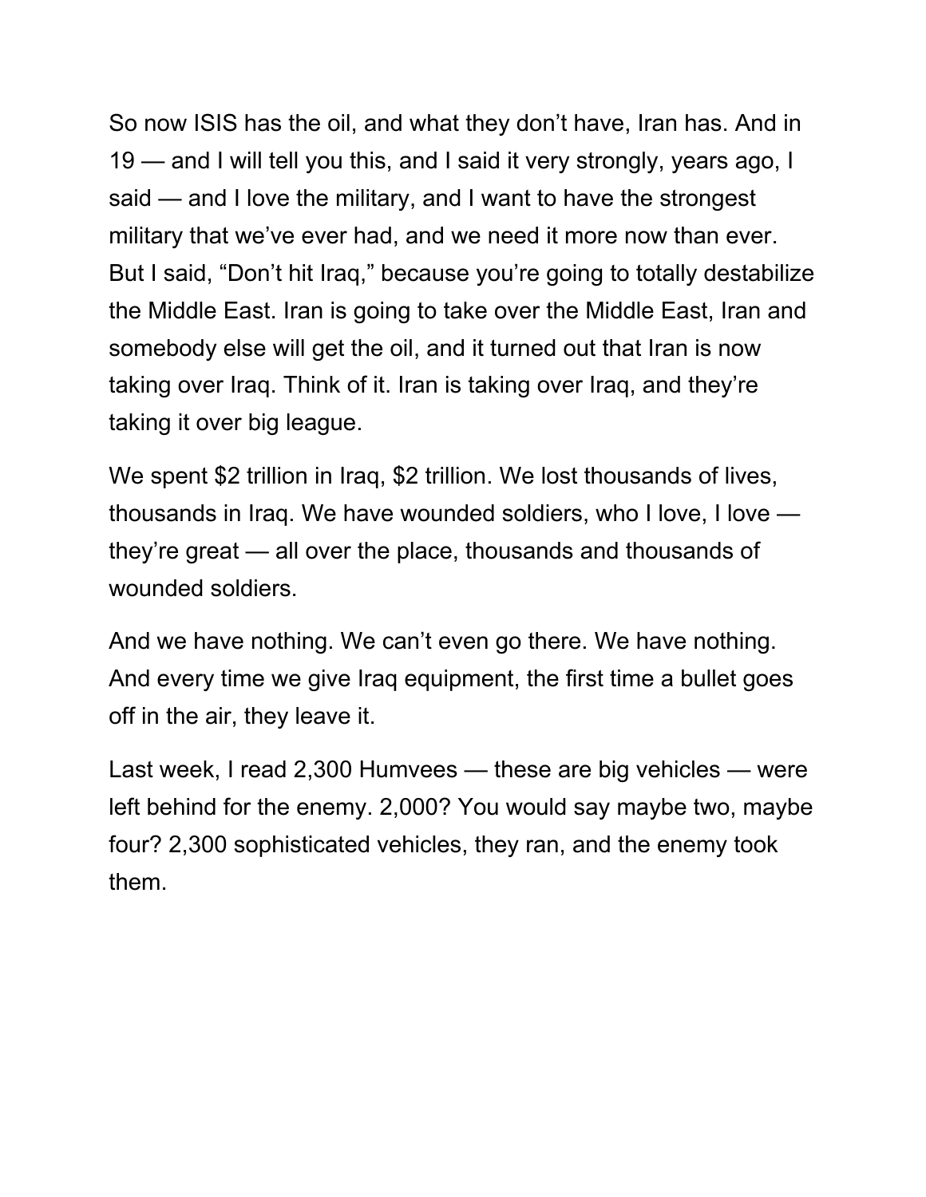So now ISIS has the oil, and what they don't have, Iran has. And in 19 — and I will tell you this, and I said it very strongly, years ago, I said — and I love the military, and I want to have the strongest military that we've ever had, and we need it more now than ever. But I said, "Don't hit Iraq," because you're going to totally destabilize the Middle East. Iran is going to take over the Middle East, Iran and somebody else will get the oil, and it turned out that Iran is now taking over Iraq. Think of it. Iran is taking over Iraq, and they're taking it over big league.

We spent $2 trillion in Iraq, $2 trillion. We lost thousands of lives, thousands in Iraq. We have wounded soldiers, who I love, I love — they're great — all over the place, thousands and thousands of wounded soldiers.

And we have nothing. We can't even go there. We have nothing. And every time we give Iraq equipment, the first time a bullet goes off in the air, they leave it.

Last week, I read 2,300 Humvees — these are big vehicles — were left behind for the enemy. 2,000? You would say maybe two, maybe four? 2,300 sophisticated vehicles, they ran, and the enemy took them.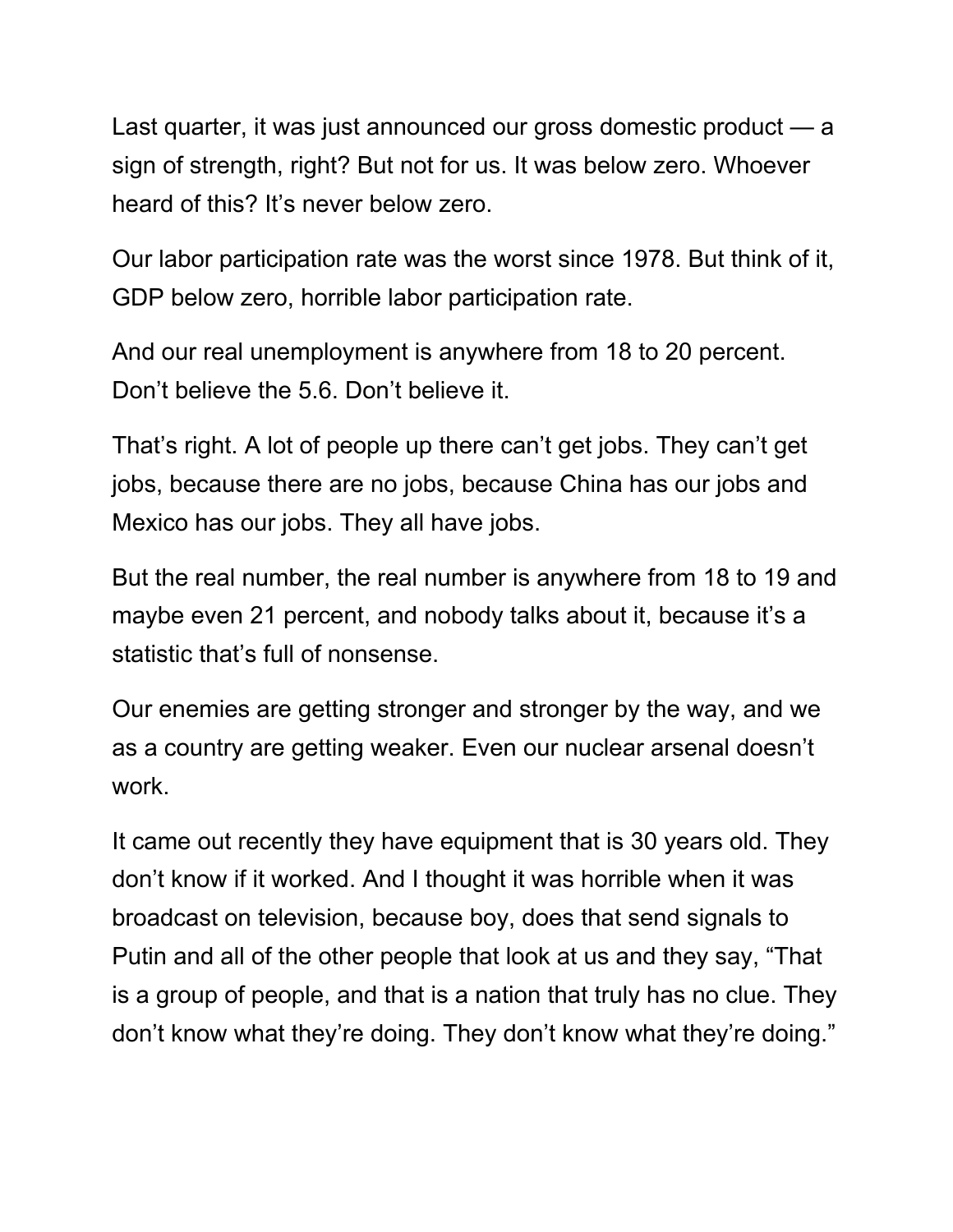Last quarter, it was just announced our gross domestic product — a sign of strength, right? But not for us. It was below zero. Whoever heard of this? It's never below zero.

Our labor participation rate was the worst since 1978. But think of it, GDP below zero, horrible labor participation rate.

And our real unemployment is anywhere from 18 to 20 percent. Don't believe the 5.6. Don't believe it.

That's right. A lot of people up there can't get jobs. They can't get jobs, because there are no jobs, because China has our jobs and Mexico has our jobs. They all have jobs.

But the real number, the real number is anywhere from 18 to 19 and maybe even 21 percent, and nobody talks about it, because it's a statistic that's full of nonsense.

Our enemies are getting stronger and stronger by the way, and we as a country are getting weaker. Even our nuclear arsenal doesn't work.

It came out recently they have equipment that is 30 years old. They don't know if it worked. And I thought it was horrible when it was broadcast on television, because boy, does that send signals to Putin and all of the other people that look at us and they say, "That is a group of people, and that is a nation that truly has no clue. They don't know what they're doing. They don't know what they're doing."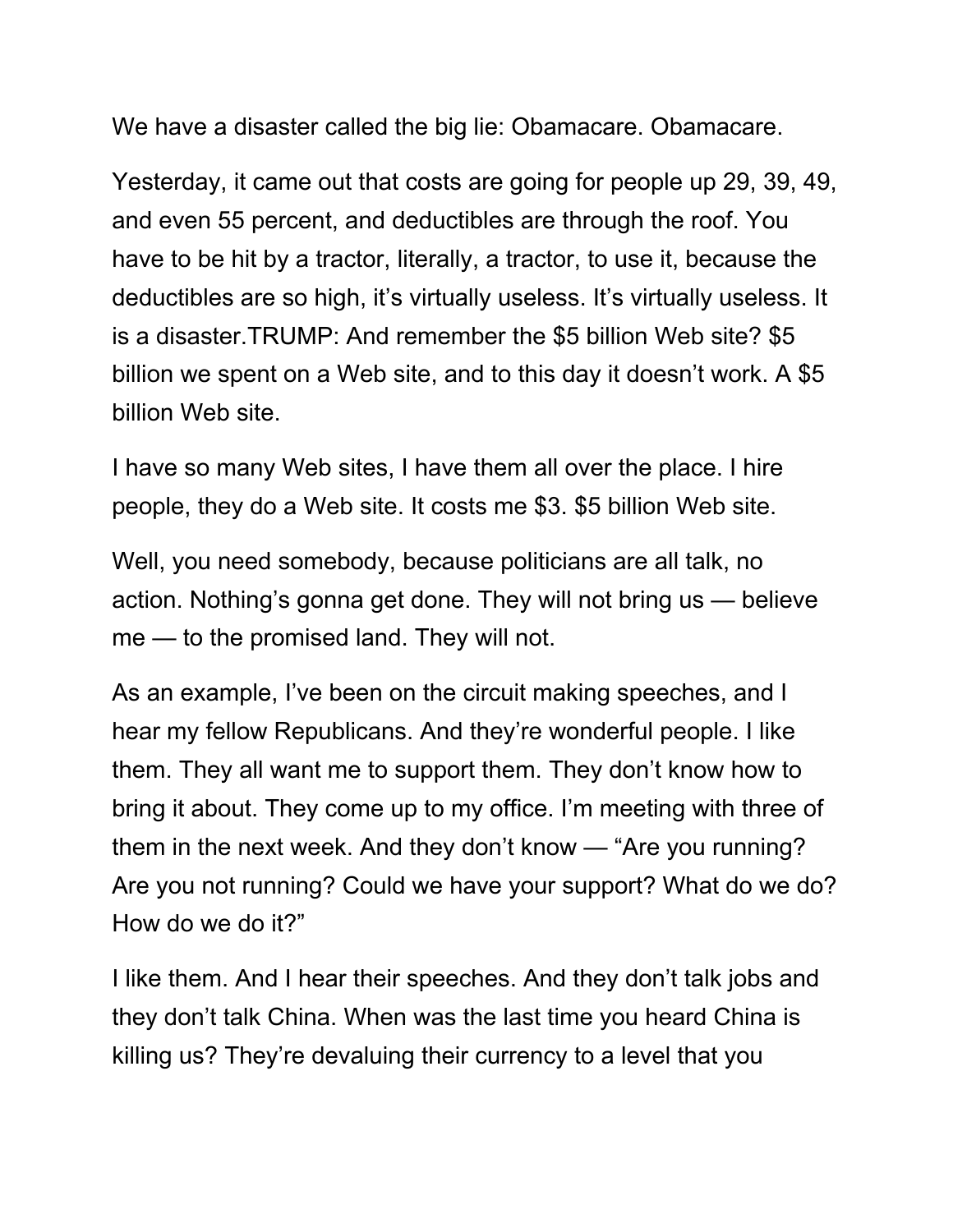We have a disaster called the big lie: Obamacare. Obamacare.

Yesterday, it came out that costs are going for people up 29, 39, 49, and even 55 percent, and deductibles are through the roof. You have to be hit by a tractor, literally, a tractor, to use it, because the deductibles are so high, it's virtually useless. It's virtually useless. It is a disaster.TRUMP: And remember the $5 billion Web site? $5 billion we spent on a Web site, and to this day it doesn't work. A $5 billion Web site.

I have so many Web sites, I have them all over the place. I hire people, they do a Web site. It costs me $3. $5 billion Web site.

Well, you need somebody, because politicians are all talk, no action. Nothing's gonna get done. They will not bring us — believe me — to the promised land. They will not.

As an example, I've been on the circuit making speeches, and I hear my fellow Republicans. And they're wonderful people. I like them. They all want me to support them. They don't know how to bring it about. They come up to my office. I'm meeting with three of them in the next week. And they don't know — "Are you running? Are you not running? Could we have your support? What do we do? How do we do it?"

I like them. And I hear their speeches. And they don't talk jobs and they don't talk China. When was the last time you heard China is killing us? They're devaluing their currency to a level that you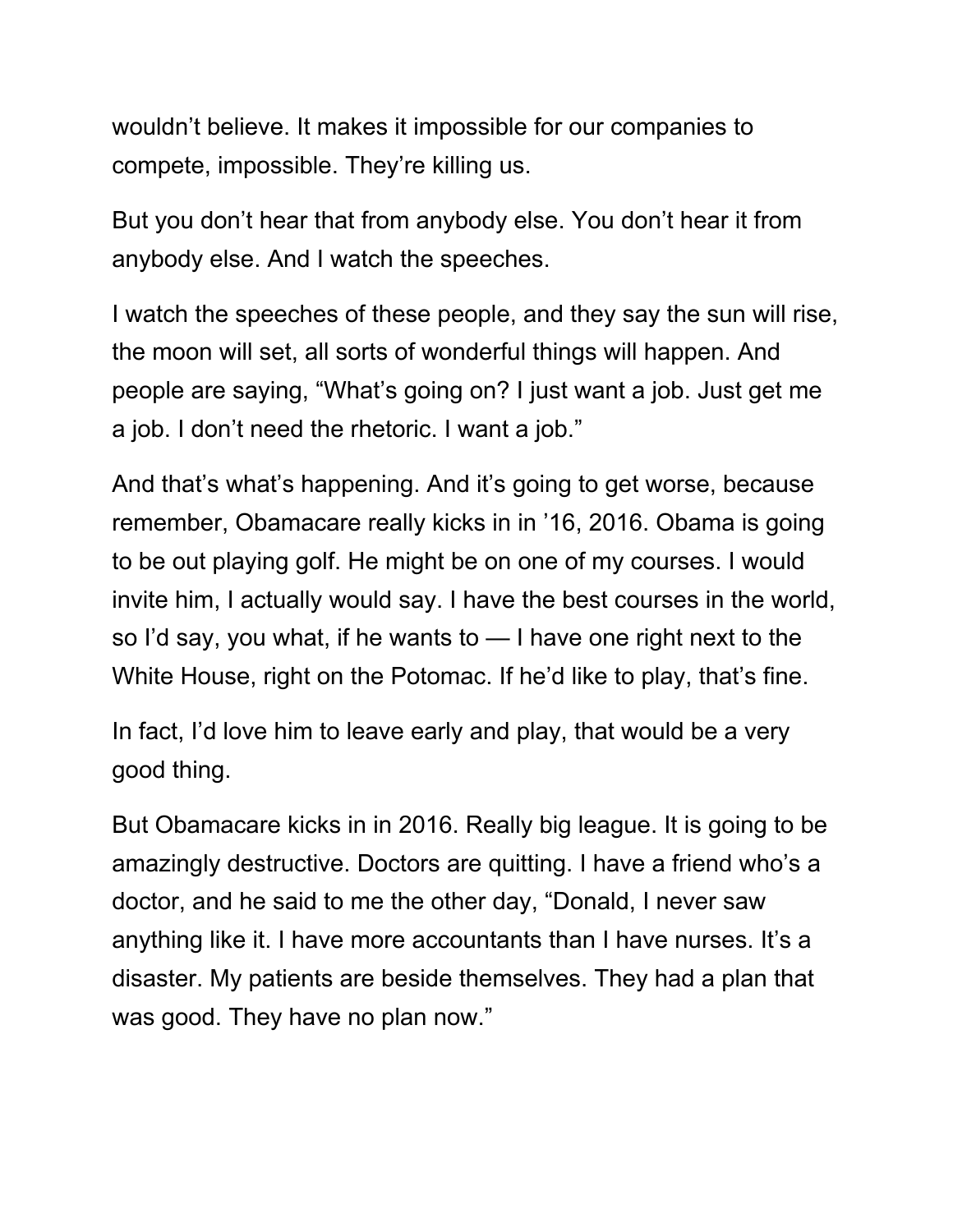wouldn’t believe. It makes it impossible for our companies to compete, impossible. They’re killing us.

But you don’t hear that from anybody else. You don’t hear it from anybody else. And I watch the speeches.

I watch the speeches of these people, and they say the sun will rise, the moon will set, all sorts of wonderful things will happen. And people are saying, “What’s going on? I just want a job. Just get me a job. I don’t need the rhetoric. I want a job.”

And that’s what’s happening. And it’s going to get worse, because remember, Obamacare really kicks in in ’16, 2016. Obama is going to be out playing golf. He might be on one of my courses. I would invite him, I actually would say. I have the best courses in the world, so I’d say, you what, if he wants to — I have one right next to the White House, right on the Potomac. If he’d like to play, that’s fine.

In fact, I’d love him to leave early and play, that would be a very good thing.

But Obamacare kicks in in 2016. Really big league. It is going to be amazingly destructive. Doctors are quitting. I have a friend who’s a doctor, and he said to me the other day, “Donald, I never saw anything like it. I have more accountants than I have nurses. It’s a disaster. My patients are beside themselves. They had a plan that was good. They have no plan now.”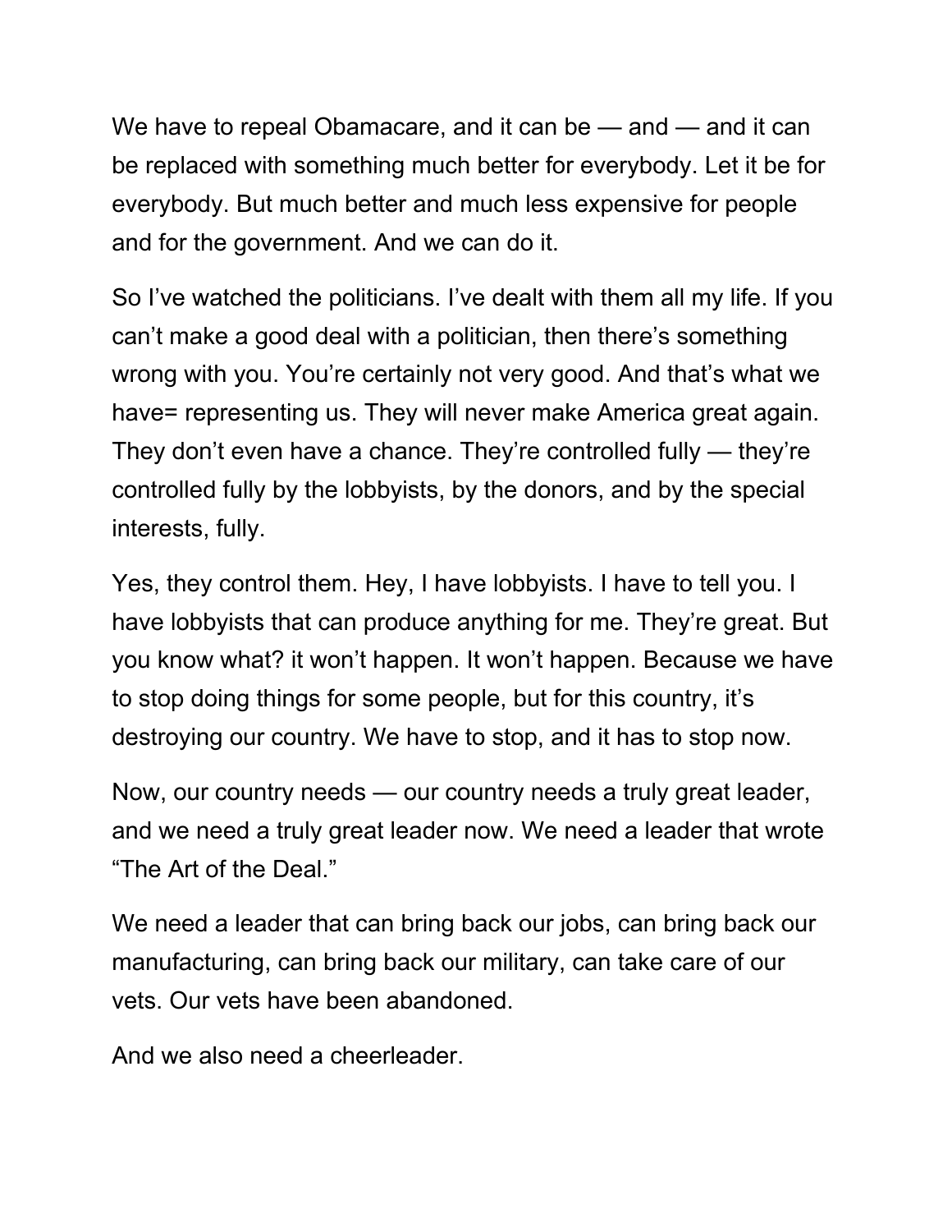We have to repeal Obamacare, and it can be — and — and it can be replaced with something much better for everybody. Let it be for everybody. But much better and much less expensive for people and for the government. And we can do it.

So I've watched the politicians. I've dealt with them all my life. If you can't make a good deal with a politician, then there's something wrong with you. You're certainly not very good. And that's what we have= representing us. They will never make America great again. They don't even have a chance. They're controlled fully — they're controlled fully by the lobbyists, by the donors, and by the special interests, fully.

Yes, they control them. Hey, I have lobbyists. I have to tell you. I have lobbyists that can produce anything for me. They're great. But you know what? it won't happen. It won't happen. Because we have to stop doing things for some people, but for this country, it's destroying our country. We have to stop, and it has to stop now.

Now, our country needs — our country needs a truly great leader, and we need a truly great leader now. We need a leader that wrote "The Art of the Deal."

We need a leader that can bring back our jobs, can bring back our manufacturing, can bring back our military, can take care of our vets. Our vets have been abandoned.

And we also need a cheerleader.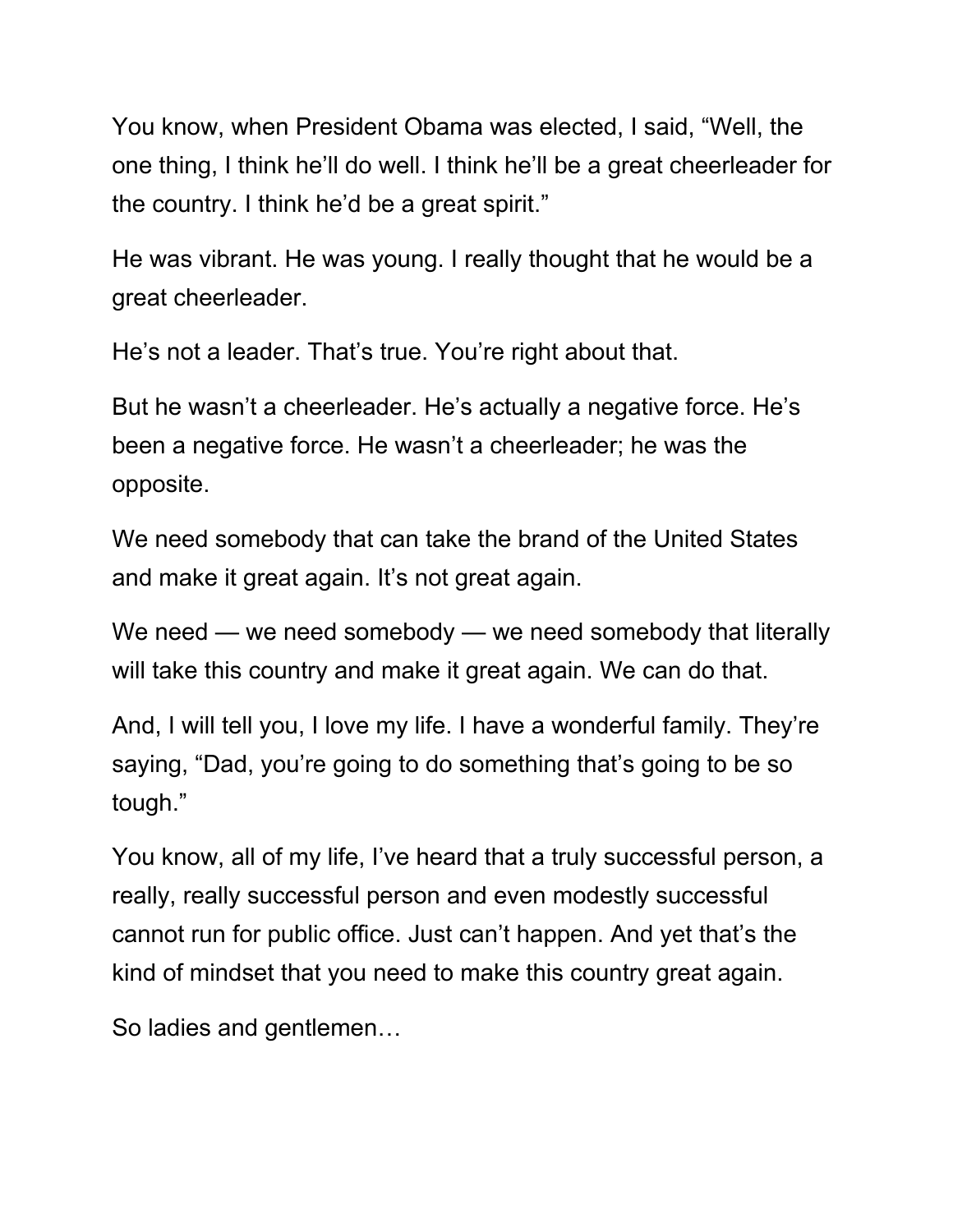You know, when President Obama was elected, I said, “Well, the one thing, I think he’ll do well. I think he’ll be a great cheerleader for the country. I think he’d be a great spirit.”

He was vibrant. He was young. I really thought that he would be a great cheerleader.

He’s not a leader. That’s true. You’re right about that.

But he wasn’t a cheerleader. He’s actually a negative force. He’s been a negative force. He wasn’t a cheerleader; he was the opposite.

We need somebody that can take the brand of the United States and make it great again. It’s not great again.

We need — we need somebody — we need somebody that literally will take this country and make it great again. We can do that.

And, I will tell you, I love my life. I have a wonderful family. They’re saying, “Dad, you’re going to do something that’s going to be so tough.”

You know, all of my life, I’ve heard that a truly successful person, a really, really successful person and even modestly successful cannot run for public office. Just can’t happen. And yet that’s the kind of mindset that you need to make this country great again.

So ladies and gentlemen…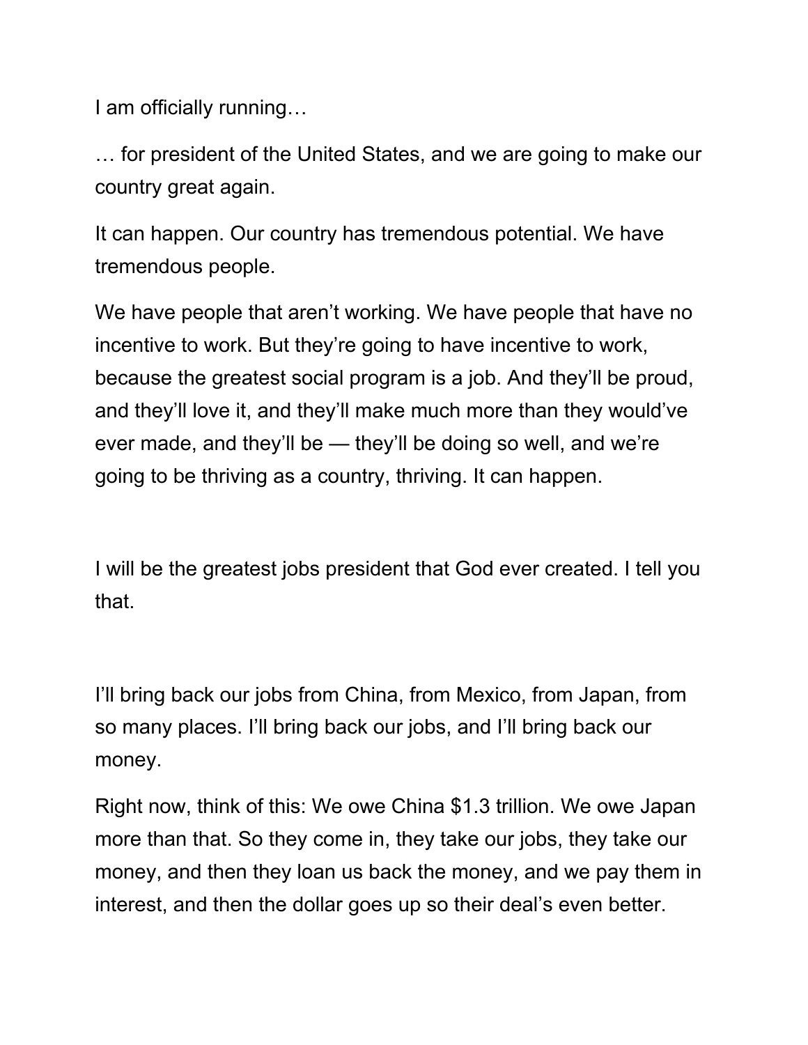I am officially running…

… for president of the United States, and we are going to make our country great again.

It can happen. Our country has tremendous potential. We have tremendous people.

We have people that aren't working. We have people that have no incentive to work. But they're going to have incentive to work, because the greatest social program is a job. And they'll be proud, and they'll love it, and they'll make much more than they would've ever made, and they'll be — they'll be doing so well, and we're going to be thriving as a country, thriving. It can happen.

I will be the greatest jobs president that God ever created. I tell you that.

I'll bring back our jobs from China, from Mexico, from Japan, from so many places. I'll bring back our jobs, and I'll bring back our money.

Right now, think of this: We owe China $1.3 trillion. We owe Japan more than that. So they come in, they take our jobs, they take our money, and then they loan us back the money, and we pay them in interest, and then the dollar goes up so their deal's even better.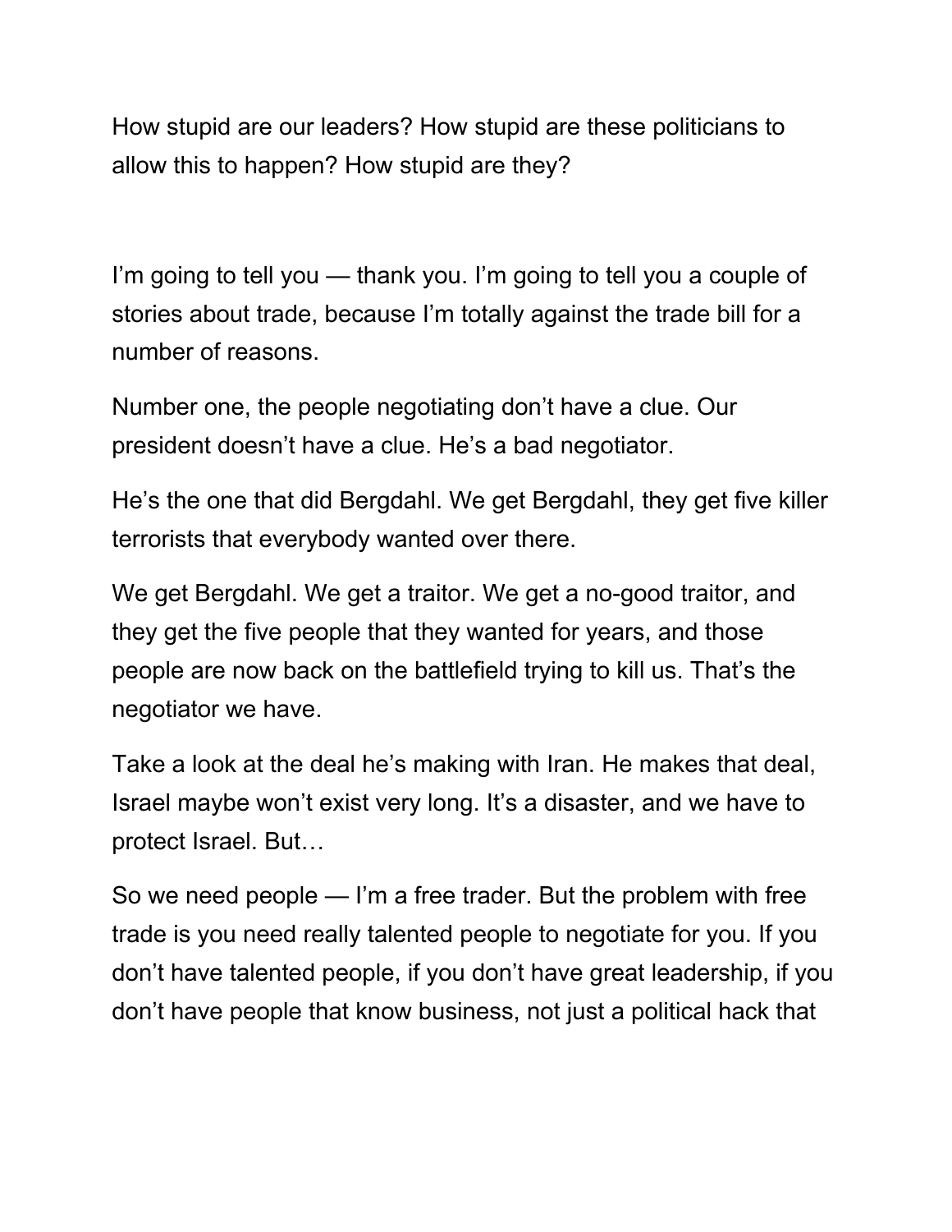How stupid are our leaders? How stupid are these politicians to allow this to happen? How stupid are they?

I'm going to tell you — thank you. I'm going to tell you a couple of stories about trade, because I'm totally against the trade bill for a number of reasons.

Number one, the people negotiating don't have a clue. Our president doesn't have a clue. He's a bad negotiator.

He's the one that did Bergdahl. We get Bergdahl, they get five killer terrorists that everybody wanted over there.

We get Bergdahl. We get a traitor. We get a no-good traitor, and they get the five people that they wanted for years, and those people are now back on the battlefield trying to kill us. That's the negotiator we have.

Take a look at the deal he's making with Iran. He makes that deal, Israel maybe won't exist very long. It's a disaster, and we have to protect Israel. But…

So we need people — I'm a free trader. But the problem with free trade is you need really talented people to negotiate for you. If you don't have talented people, if you don't have great leadership, if you don't have people that know business, not just a political hack that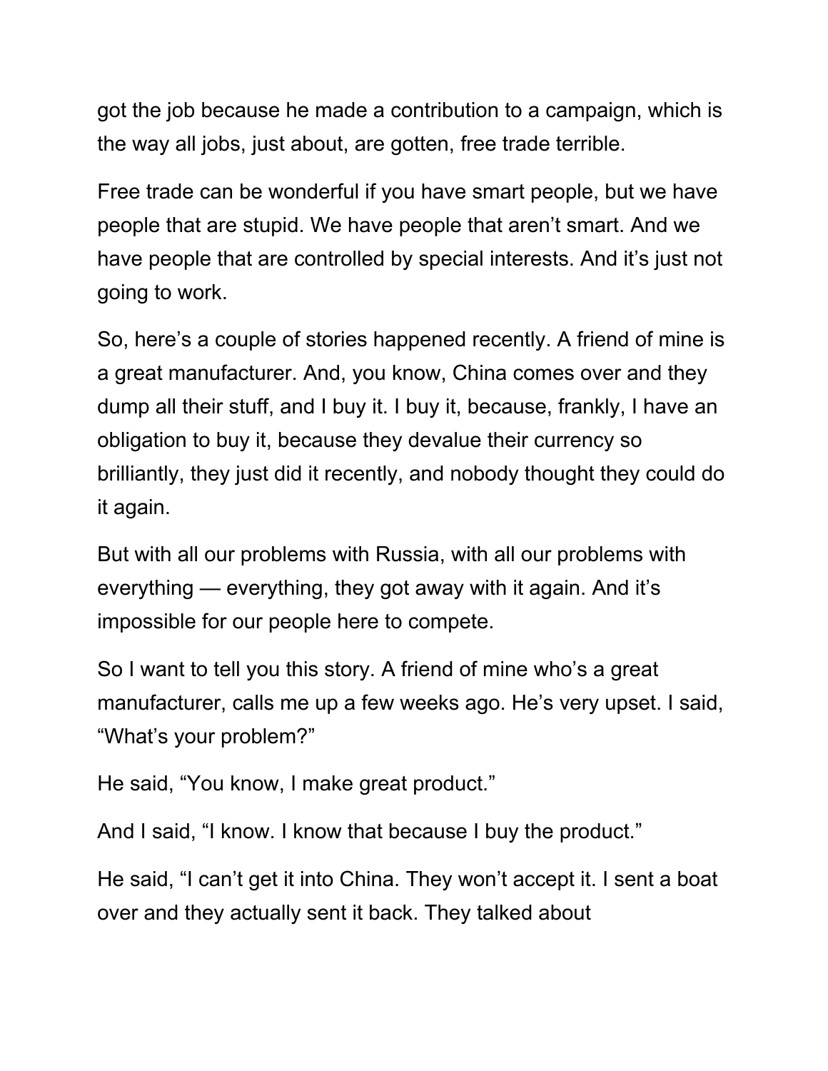got the job because he made a contribution to a campaign, which is the way all jobs, just about, are gotten, free trade terrible.

Free trade can be wonderful if you have smart people, but we have people that are stupid. We have people that aren't smart. And we have people that are controlled by special interests. And it's just not going to work.

So, here's a couple of stories happened recently. A friend of mine is a great manufacturer. And, you know, China comes over and they dump all their stuff, and I buy it. I buy it, because, frankly, I have an obligation to buy it, because they devalue their currency so brilliantly, they just did it recently, and nobody thought they could do it again.

But with all our problems with Russia, with all our problems with everything — everything, they got away with it again. And it's impossible for our people here to compete.

So I want to tell you this story. A friend of mine who's a great manufacturer, calls me up a few weeks ago. He's very upset. I said, "What's your problem?"

He said, "You know, I make great product."

And I said, "I know. I know that because I buy the product."

He said, "I can't get it into China. They won't accept it. I sent a boat over and they actually sent it back. They talked about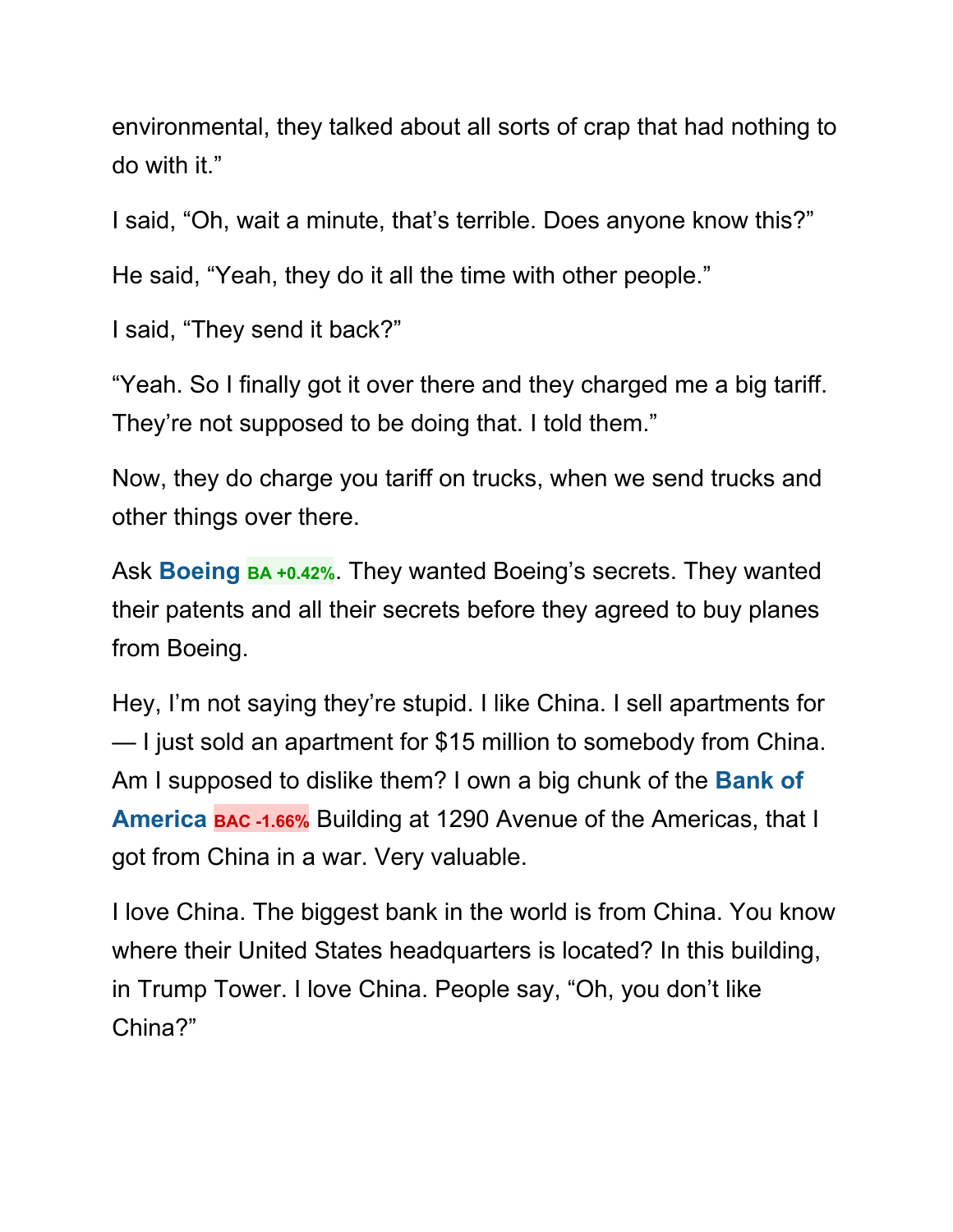environmental, they talked about all sorts of crap that had nothing to do with it."

I said, "Oh, wait a minute, that's terrible. Does anyone know this?"

He said, "Yeah, they do it all the time with other people."

I said, "They send it back?"

"Yeah. So I finally got it over there and they charged me a big tariff. They're not supposed to be doing that. I told them."

Now, they do charge you tariff on trucks, when we send trucks and other things over there.

Ask **Boeing** BA +0.42%. They wanted Boeing's secrets. They wanted their patents and all their secrets before they agreed to buy planes from Boeing.

Hey, I'm not saying they're stupid. I like China. I sell apartments for — I just sold an apartment for $15 million to somebody from China. Am I supposed to dislike them? I own a big chunk of the **Bank of America** BAC -1.66% Building at 1290 Avenue of the Americas, that I got from China in a war. Very valuable.

I love China. The biggest bank in the world is from China. You know where their United States headquarters is located? In this building, in Trump Tower. I love China. People say, "Oh, you don't like China?"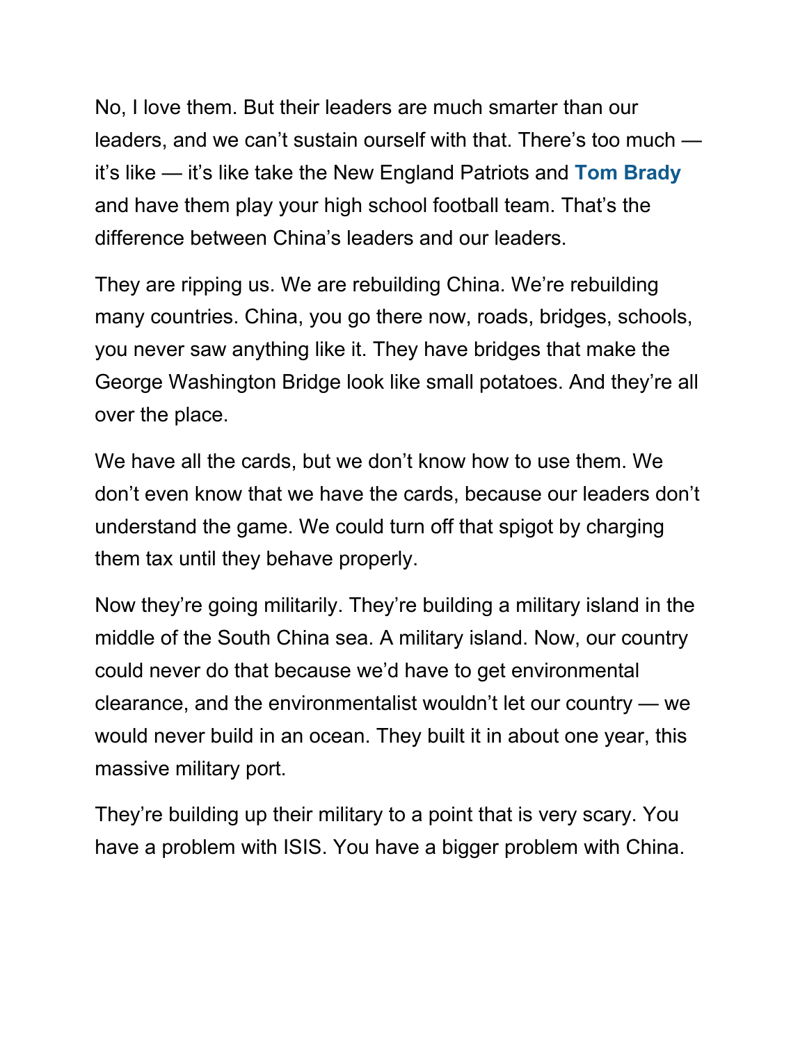No, I love them. But their leaders are much smarter than our leaders, and we can't sustain ourself with that. There's too much — it's like — it's like take the New England Patriots and **Tom Brady** and have them play your high school football team. That's the difference between China's leaders and our leaders.

They are ripping us. We are rebuilding China. We're rebuilding many countries. China, you go there now, roads, bridges, schools, you never saw anything like it. They have bridges that make the George Washington Bridge look like small potatoes. And they're all over the place.

We have all the cards, but we don't know how to use them. We don't even know that we have the cards, because our leaders don't understand the game. We could turn off that spigot by charging them tax until they behave properly.

Now they're going militarily. They're building a military island in the middle of the South China sea. A military island. Now, our country could never do that because we'd have to get environmental clearance, and the environmentalist wouldn't let our country — we would never build in an ocean. They built it in about one year, this massive military port.

They're building up their military to a point that is very scary. You have a problem with ISIS. You have a bigger problem with China.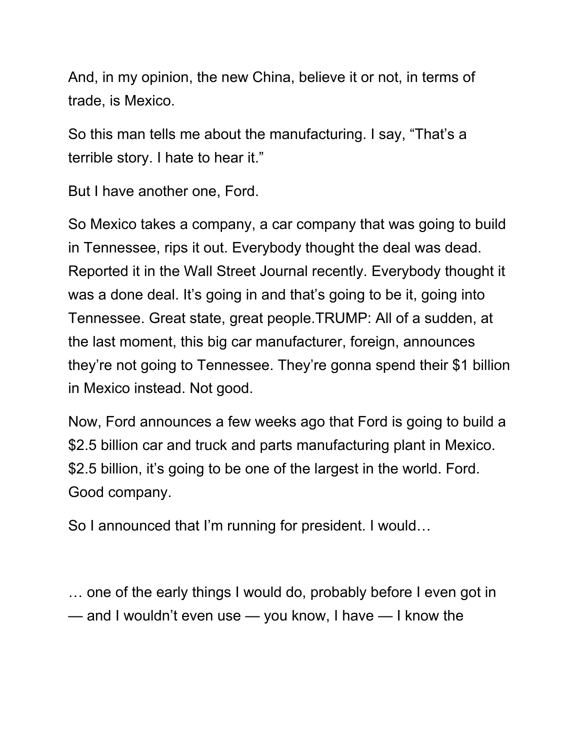And, in my opinion, the new China, believe it or not, in terms of trade, is Mexico.

So this man tells me about the manufacturing. I say, “That’s a terrible story. I hate to hear it.”

But I have another one, Ford.

So Mexico takes a company, a car company that was going to build in Tennessee, rips it out. Everybody thought the deal was dead. Reported it in the Wall Street Journal recently. Everybody thought it was a done deal. It’s going in and that’s going to be it, going into Tennessee. Great state, great people.TRUMP: All of a sudden, at the last moment, this big car manufacturer, foreign, announces they’re not going to Tennessee. They’re gonna spend their $1 billion in Mexico instead. Not good.

Now, Ford announces a few weeks ago that Ford is going to build a $2.5 billion car and truck and parts manufacturing plant in Mexico. $2.5 billion, it’s going to be one of the largest in the world. Ford. Good company.

So I announced that I’m running for president. I would…

… one of the early things I would do, probably before I even got in — and I wouldn’t even use — you know, I have — I know the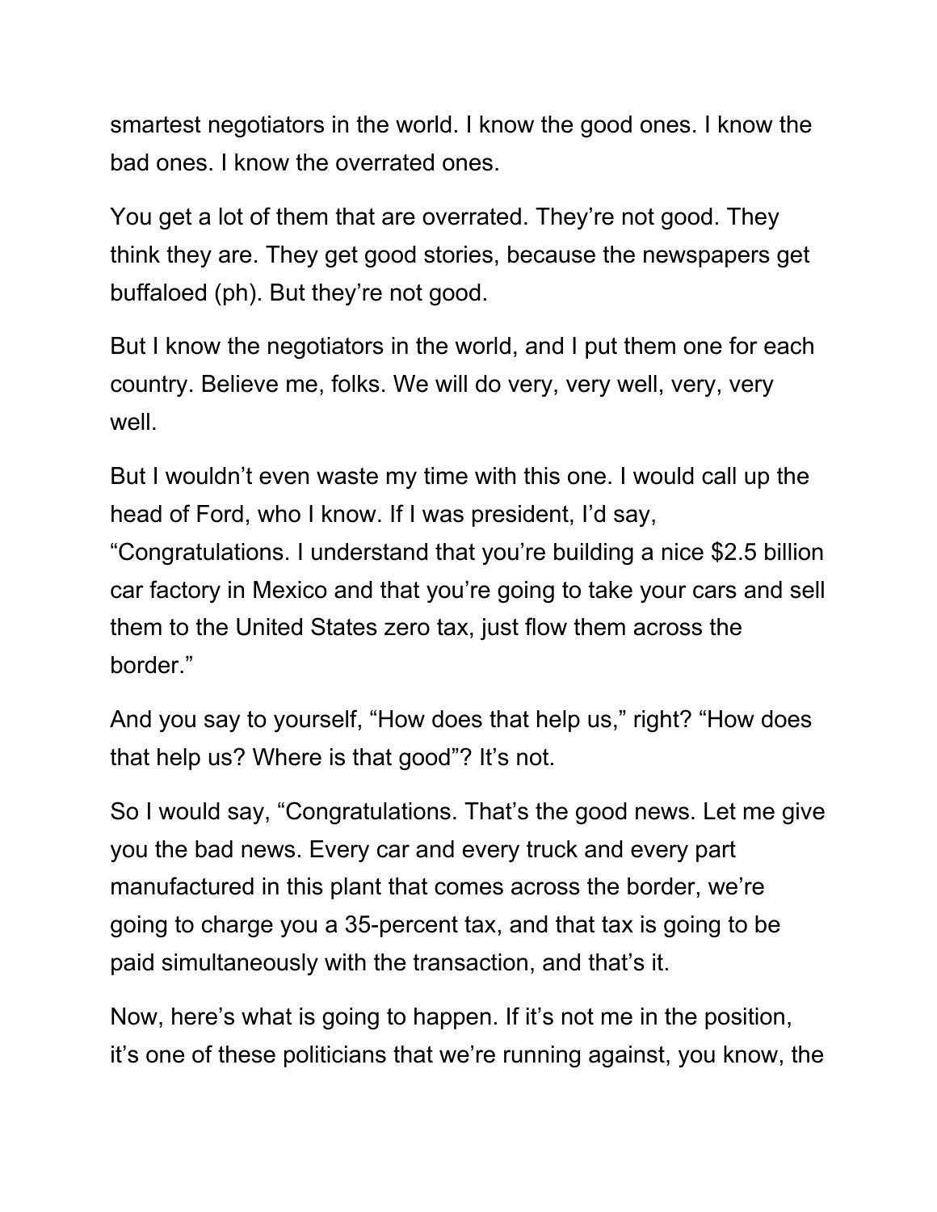smartest negotiators in the world. I know the good ones. I know the bad ones. I know the overrated ones.

You get a lot of them that are overrated. They're not good. They think they are. They get good stories, because the newspapers get buffaloed (ph). But they're not good.

But I know the negotiators in the world, and I put them one for each country. Believe me, folks. We will do very, very well, very, very well.

But I wouldn't even waste my time with this one. I would call up the head of Ford, who I know. If I was president, I'd say, "Congratulations. I understand that you're building a nice $2.5 billion car factory in Mexico and that you're going to take your cars and sell them to the United States zero tax, just flow them across the border."

And you say to yourself, "How does that help us," right? "How does that help us? Where is that good"? It's not.

So I would say, "Congratulations. That's the good news. Let me give you the bad news. Every car and every truck and every part manufactured in this plant that comes across the border, we're going to charge you a 35-percent tax, and that tax is going to be paid simultaneously with the transaction, and that's it.

Now, here's what is going to happen. If it's not me in the position, it's one of these politicians that we're running against, you know, the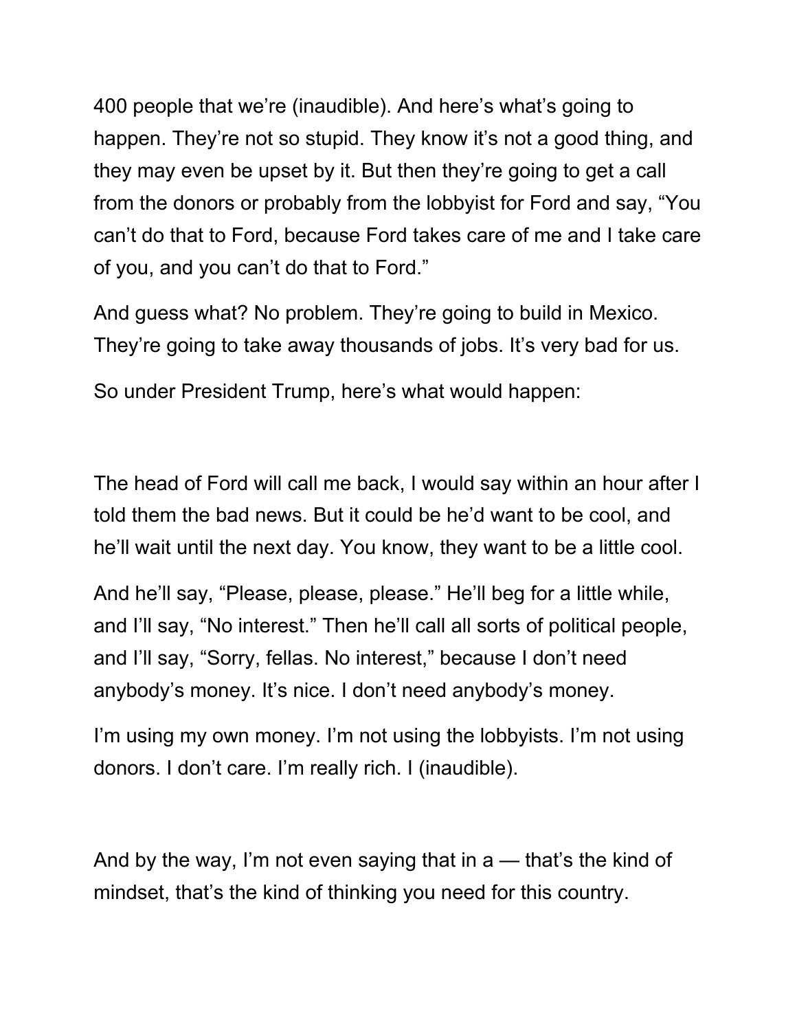400 people that we're (inaudible). And here's what's going to happen. They're not so stupid. They know it's not a good thing, and they may even be upset by it. But then they're going to get a call from the donors or probably from the lobbyist for Ford and say, "You can't do that to Ford, because Ford takes care of me and I take care of you, and you can't do that to Ford."

And guess what? No problem. They're going to build in Mexico. They're going to take away thousands of jobs. It's very bad for us.

So under President Trump, here's what would happen:

The head of Ford will call me back, I would say within an hour after I told them the bad news. But it could be he'd want to be cool, and he'll wait until the next day. You know, they want to be a little cool.

And he'll say, "Please, please, please." He'll beg for a little while, and I'll say, "No interest." Then he'll call all sorts of political people, and I'll say, "Sorry, fellas. No interest," because I don't need anybody's money. It's nice. I don't need anybody's money.

I'm using my own money. I'm not using the lobbyists. I'm not using donors. I don't care. I'm really rich. I (inaudible).

And by the way, I'm not even saying that in a — that's the kind of mindset, that's the kind of thinking you need for this country.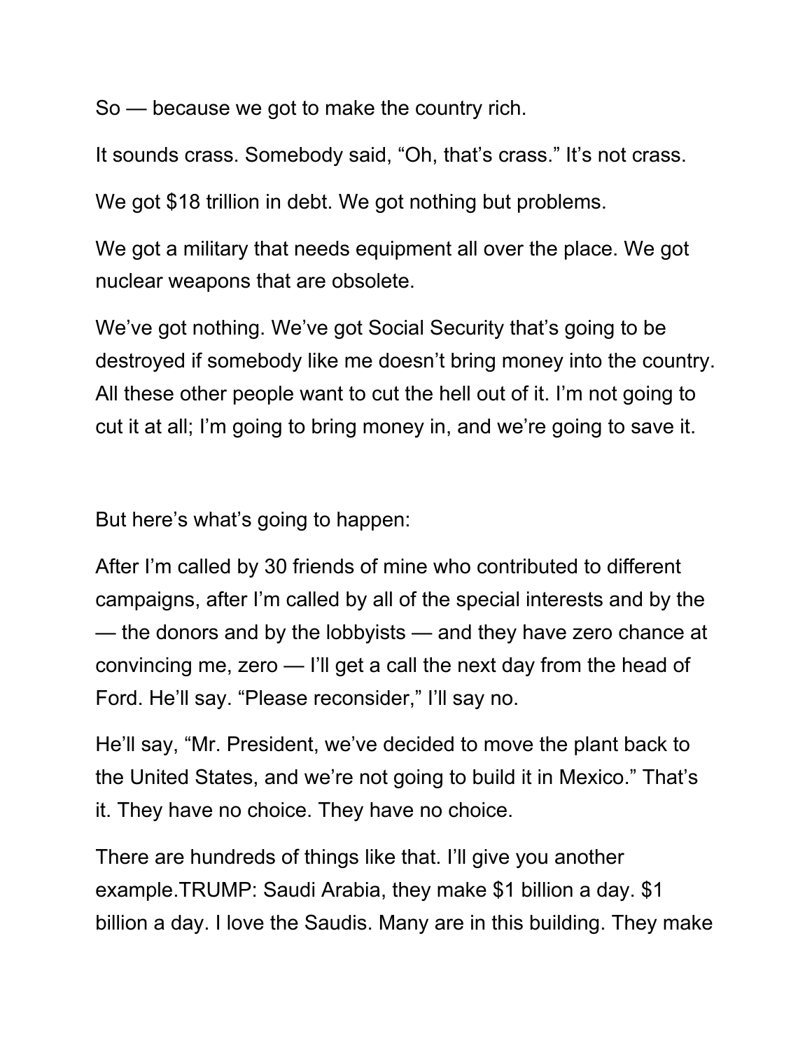So — because we got to make the country rich.

It sounds crass. Somebody said, “Oh, that’s crass.” It’s not crass.

We got $18 trillion in debt. We got nothing but problems.

We got a military that needs equipment all over the place. We got nuclear weapons that are obsolete.

We’ve got nothing. We’ve got Social Security that’s going to be destroyed if somebody like me doesn’t bring money into the country. All these other people want to cut the hell out of it. I’m not going to cut it at all; I’m going to bring money in, and we’re going to save it.

But here’s what’s going to happen:

After I’m called by 30 friends of mine who contributed to different campaigns, after I’m called by all of the special interests and by the — the donors and by the lobbyists — and they have zero chance at convincing me, zero — I’ll get a call the next day from the head of Ford. He’ll say. “Please reconsider,” I’ll say no.

He’ll say, “Mr. President, we’ve decided to move the plant back to the United States, and we’re not going to build it in Mexico.” That’s it. They have no choice. They have no choice.

There are hundreds of things like that. I’ll give you another example.TRUMP: Saudi Arabia, they make $1 billion a day. $1 billion a day. I love the Saudis. Many are in this building. They make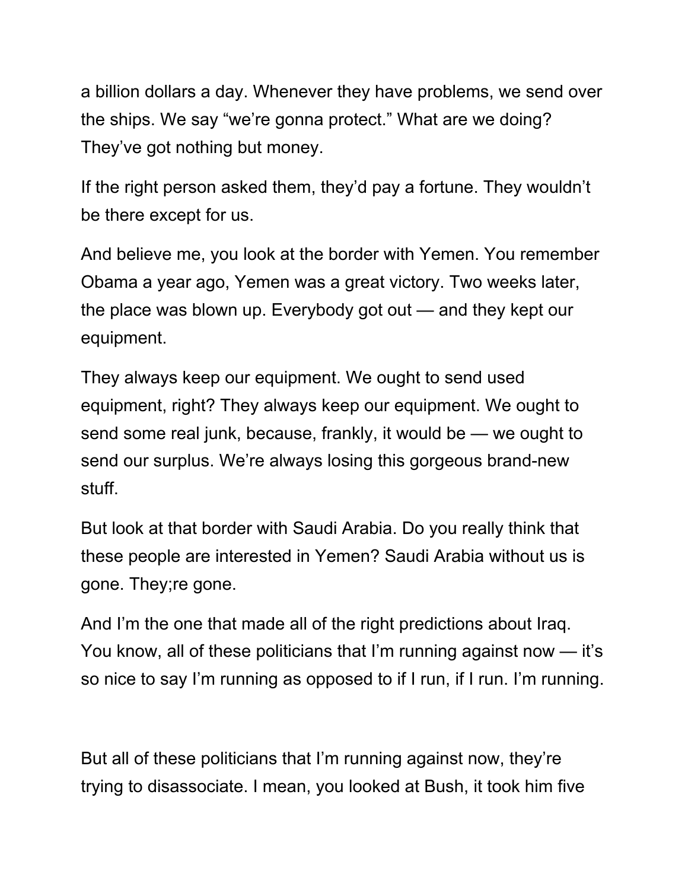a billion dollars a day. Whenever they have problems, we send over the ships. We say “we’re gonna protect.” What are we doing? They’ve got nothing but money.

If the right person asked them, they’d pay a fortune. They wouldn’t be there except for us.

And believe me, you look at the border with Yemen. You remember Obama a year ago, Yemen was a great victory. Two weeks later, the place was blown up. Everybody got out — and they kept our equipment.

They always keep our equipment. We ought to send used equipment, right? They always keep our equipment. We ought to send some real junk, because, frankly, it would be — we ought to send our surplus. We’re always losing this gorgeous brand-new stuff.

But look at that border with Saudi Arabia. Do you really think that these people are interested in Yemen? Saudi Arabia without us is gone. They;re gone.

And I’m the one that made all of the right predictions about Iraq. You know, all of these politicians that I’m running against now — it’s so nice to say I’m running as opposed to if I run, if I run. I’m running.

But all of these politicians that I’m running against now, they’re trying to disassociate. I mean, you looked at Bush, it took him five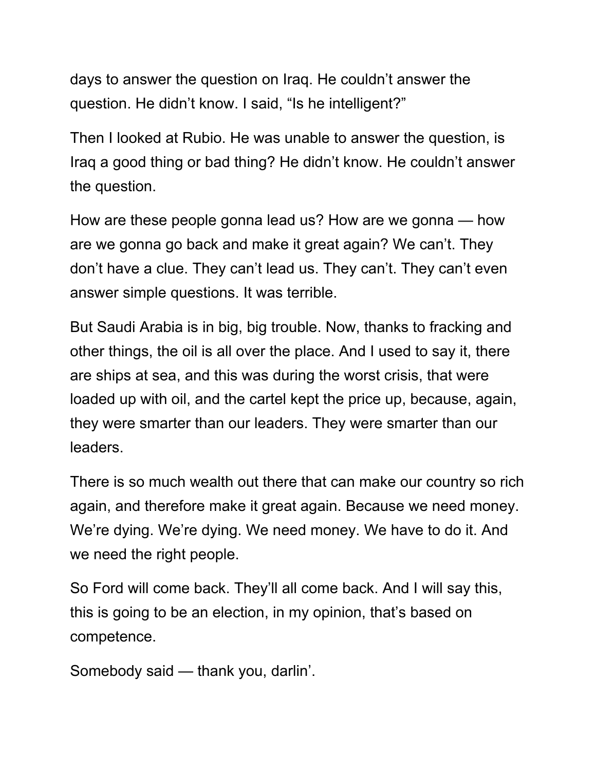days to answer the question on Iraq. He couldn't answer the question. He didn't know. I said, "Is he intelligent?"

Then I looked at Rubio. He was unable to answer the question, is Iraq a good thing or bad thing? He didn't know. He couldn't answer the question.

How are these people gonna lead us? How are we gonna — how are we gonna go back and make it great again? We can't. They don't have a clue. They can't lead us. They can't. They can't even answer simple questions. It was terrible.

But Saudi Arabia is in big, big trouble. Now, thanks to fracking and other things, the oil is all over the place. And I used to say it, there are ships at sea, and this was during the worst crisis, that were loaded up with oil, and the cartel kept the price up, because, again, they were smarter than our leaders. They were smarter than our leaders.

There is so much wealth out there that can make our country so rich again, and therefore make it great again. Because we need money. We're dying. We're dying. We need money. We have to do it. And we need the right people.

So Ford will come back. They'll all come back. And I will say this, this is going to be an election, in my opinion, that's based on competence.

Somebody said — thank you, darlin'.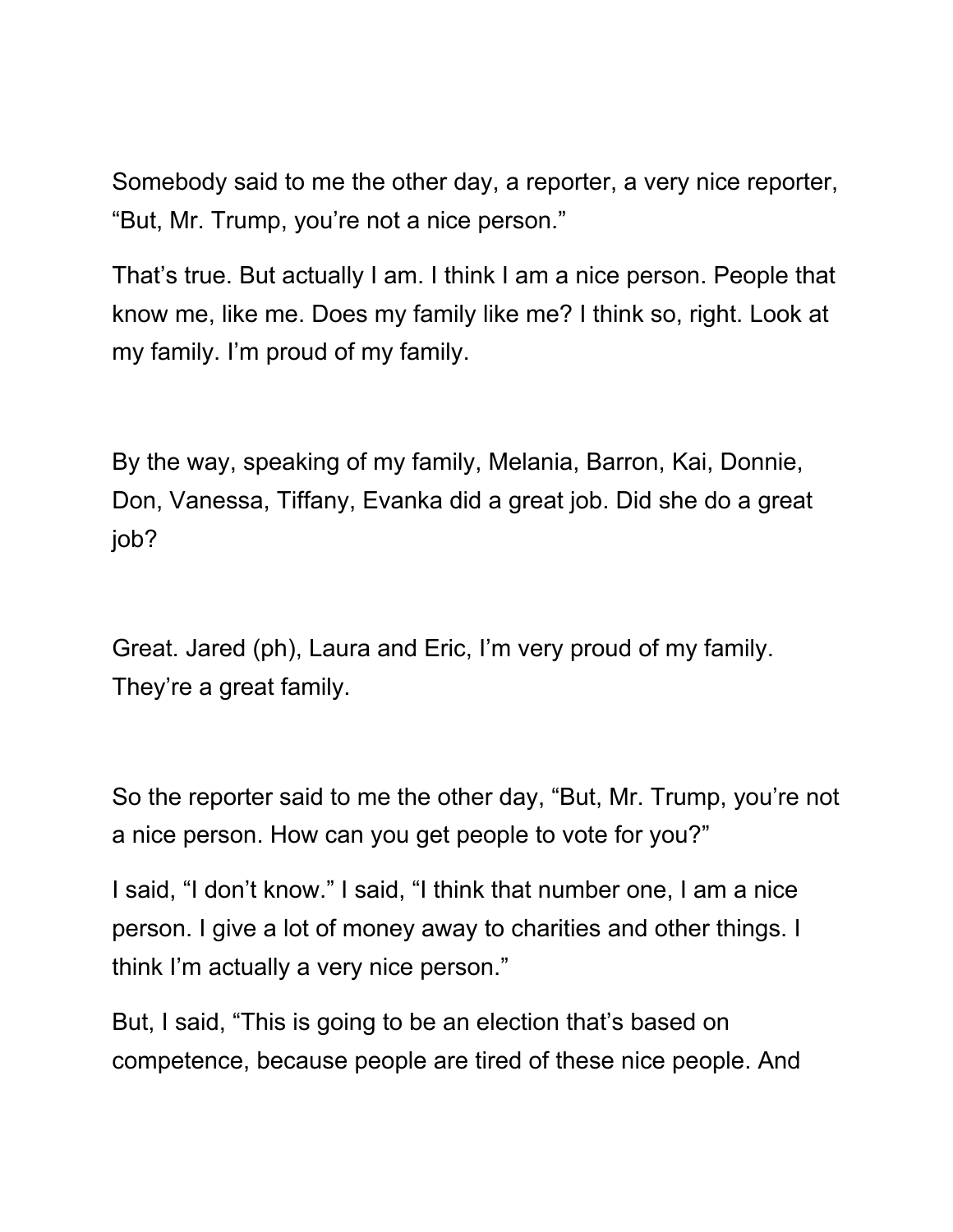Somebody said to me the other day, a reporter, a very nice reporter, “But, Mr. Trump, you’re not a nice person.”

That’s true. But actually I am. I think I am a nice person. People that know me, like me. Does my family like me? I think so, right. Look at my family. I’m proud of my family.

By the way, speaking of my family, Melania, Barron, Kai, Donnie, Don, Vanessa, Tiffany, Evanka did a great job. Did she do a great job?

Great. Jared (ph), Laura and Eric, I’m very proud of my family. They’re a great family.

So the reporter said to me the other day, “But, Mr. Trump, you’re not a nice person. How can you get people to vote for you?”

I said, “I don’t know.” I said, “I think that number one, I am a nice person. I give a lot of money away to charities and other things. I think I’m actually a very nice person.”

But, I said, “This is going to be an election that’s based on competence, because people are tired of these nice people. And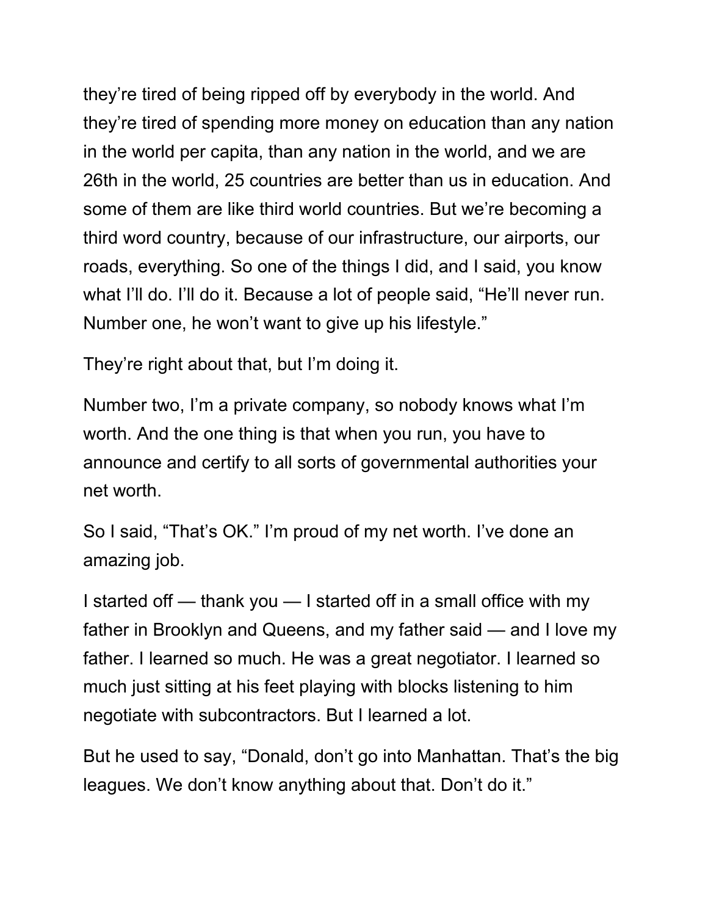they’re tired of being ripped off by everybody in the world. And they’re tired of spending more money on education than any nation in the world per capita, than any nation in the world, and we are 26th in the world, 25 countries are better than us in education. And some of them are like third world countries. But we’re becoming a third word country, because of our infrastructure, our airports, our roads, everything. So one of the things I did, and I said, you know what I’ll do. I’ll do it. Because a lot of people said, “He’ll never run. Number one, he won’t want to give up his lifestyle.”

They’re right about that, but I’m doing it.

Number two, I’m a private company, so nobody knows what I’m worth. And the one thing is that when you run, you have to announce and certify to all sorts of governmental authorities your net worth.

So I said, “That’s OK.” I’m proud of my net worth. I’ve done an amazing job.

I started off — thank you — I started off in a small office with my father in Brooklyn and Queens, and my father said — and I love my father. I learned so much. He was a great negotiator. I learned so much just sitting at his feet playing with blocks listening to him negotiate with subcontractors. But I learned a lot.

But he used to say, “Donald, don’t go into Manhattan. That’s the big leagues. We don’t know anything about that. Don’t do it.”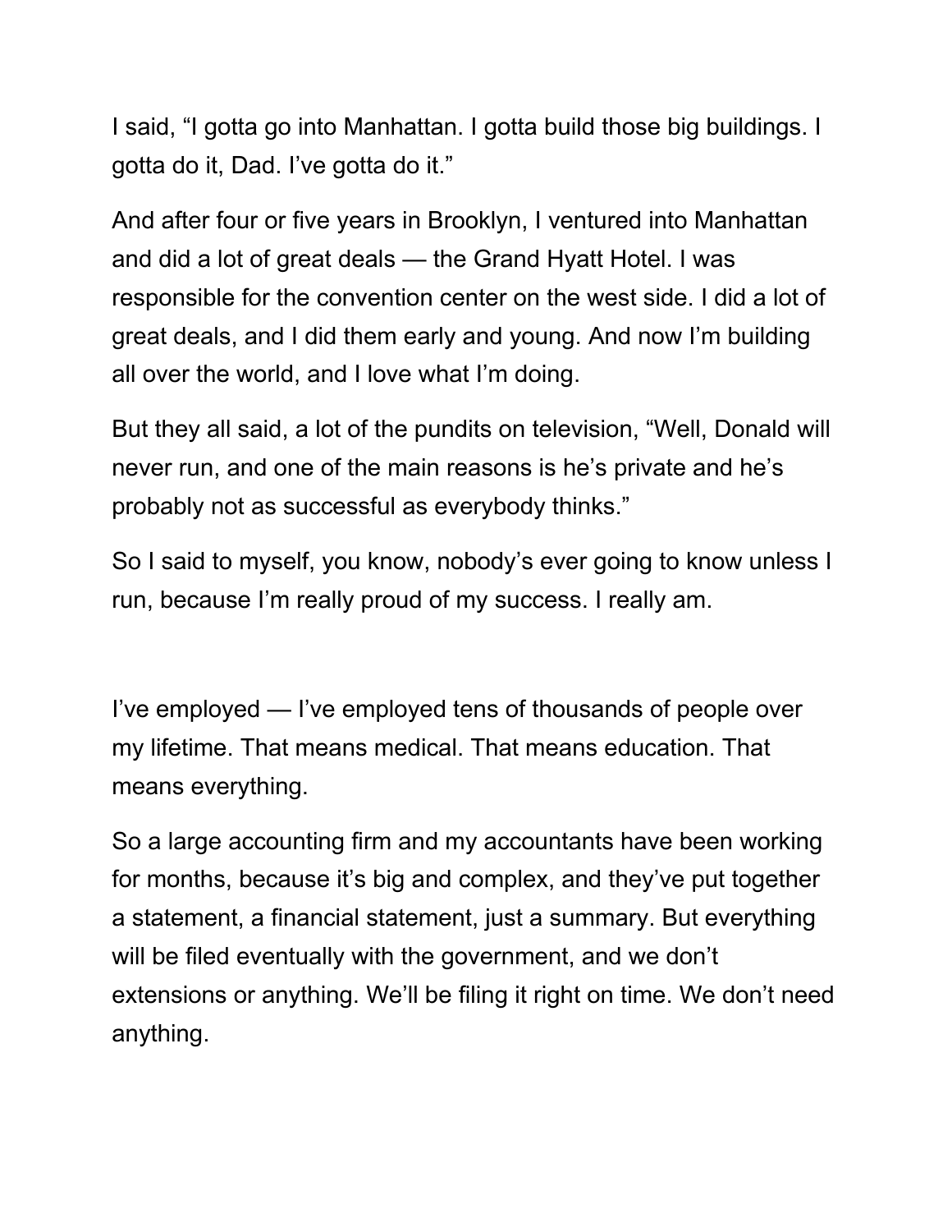I said, “I gotta go into Manhattan. I gotta build those big buildings. I gotta do it, Dad. I’ve gotta do it.”

And after four or five years in Brooklyn, I ventured into Manhattan and did a lot of great deals — the Grand Hyatt Hotel. I was responsible for the convention center on the west side. I did a lot of great deals, and I did them early and young. And now I’m building all over the world, and I love what I’m doing.

But they all said, a lot of the pundits on television, “Well, Donald will never run, and one of the main reasons is he’s private and he’s probably not as successful as everybody thinks.”

So I said to myself, you know, nobody’s ever going to know unless I run, because I’m really proud of my success. I really am.

I’ve employed — I’ve employed tens of thousands of people over my lifetime. That means medical. That means education. That means everything.

So a large accounting firm and my accountants have been working for months, because it’s big and complex, and they’ve put together a statement, a financial statement, just a summary. But everything will be filed eventually with the government, and we don’t extensions or anything. We’ll be filing it right on time. We don’t need anything.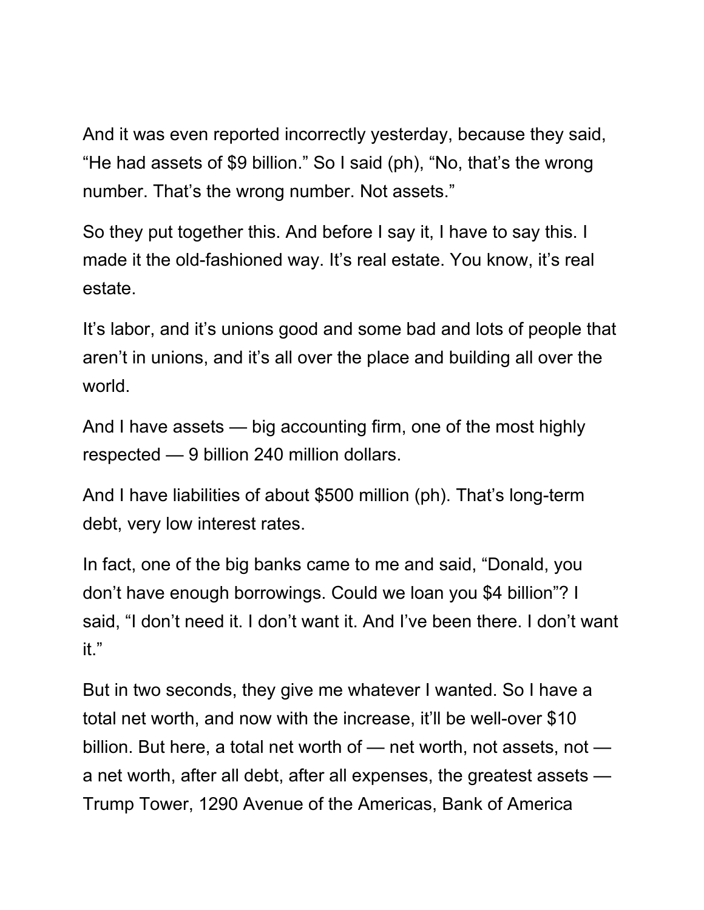And it was even reported incorrectly yesterday, because they said, “He had assets of $9 billion.” So I said (ph), “No, that’s the wrong number. That’s the wrong number. Not assets.”

So they put together this. And before I say it, I have to say this. I made it the old-fashioned way. It’s real estate. You know, it’s real estate.

It’s labor, and it’s unions good and some bad and lots of people that aren’t in unions, and it’s all over the place and building all over the world.

And I have assets — big accounting firm, one of the most highly respected — 9 billion 240 million dollars.

And I have liabilities of about $500 million (ph). That’s long-term debt, very low interest rates.

In fact, one of the big banks came to me and said, “Donald, you don’t have enough borrowings. Could we loan you $4 billion”? I said, “I don’t need it. I don’t want it. And I’ve been there. I don’t want it.”

But in two seconds, they give me whatever I wanted. So I have a total net worth, and now with the increase, it’ll be well-over $10 billion. But here, a total net worth of — net worth, not assets, not — a net worth, after all debt, after all expenses, the greatest assets — Trump Tower, 1290 Avenue of the Americas, Bank of America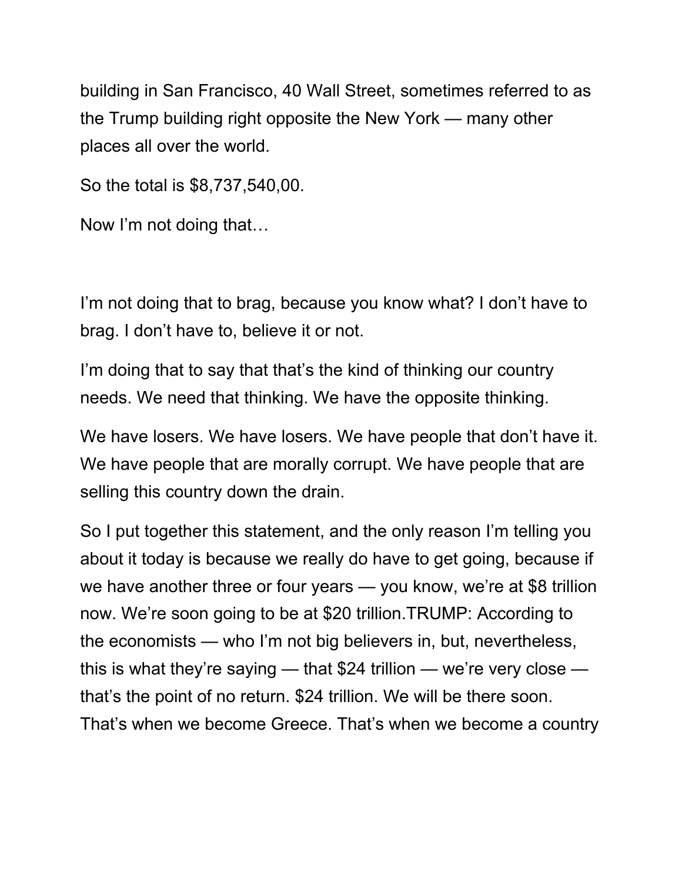building in San Francisco, 40 Wall Street, sometimes referred to as the Trump building right opposite the New York — many other places all over the world.

So the total is $8,737,540,00.

Now I'm not doing that…

I'm not doing that to brag, because you know what? I don't have to brag. I don't have to, believe it or not.

I'm doing that to say that that's the kind of thinking our country needs. We need that thinking. We have the opposite thinking.

We have losers. We have losers. We have people that don't have it. We have people that are morally corrupt. We have people that are selling this country down the drain.

So I put together this statement, and the only reason I'm telling you about it today is because we really do have to get going, because if we have another three or four years — you know, we're at $8 trillion now. We're soon going to be at $20 trillion.TRUMP: According to the economists — who I'm not big believers in, but, nevertheless, this is what they're saying — that $24 trillion — we're very close — that's the point of no return. $24 trillion. We will be there soon. That's when we become Greece. That's when we become a country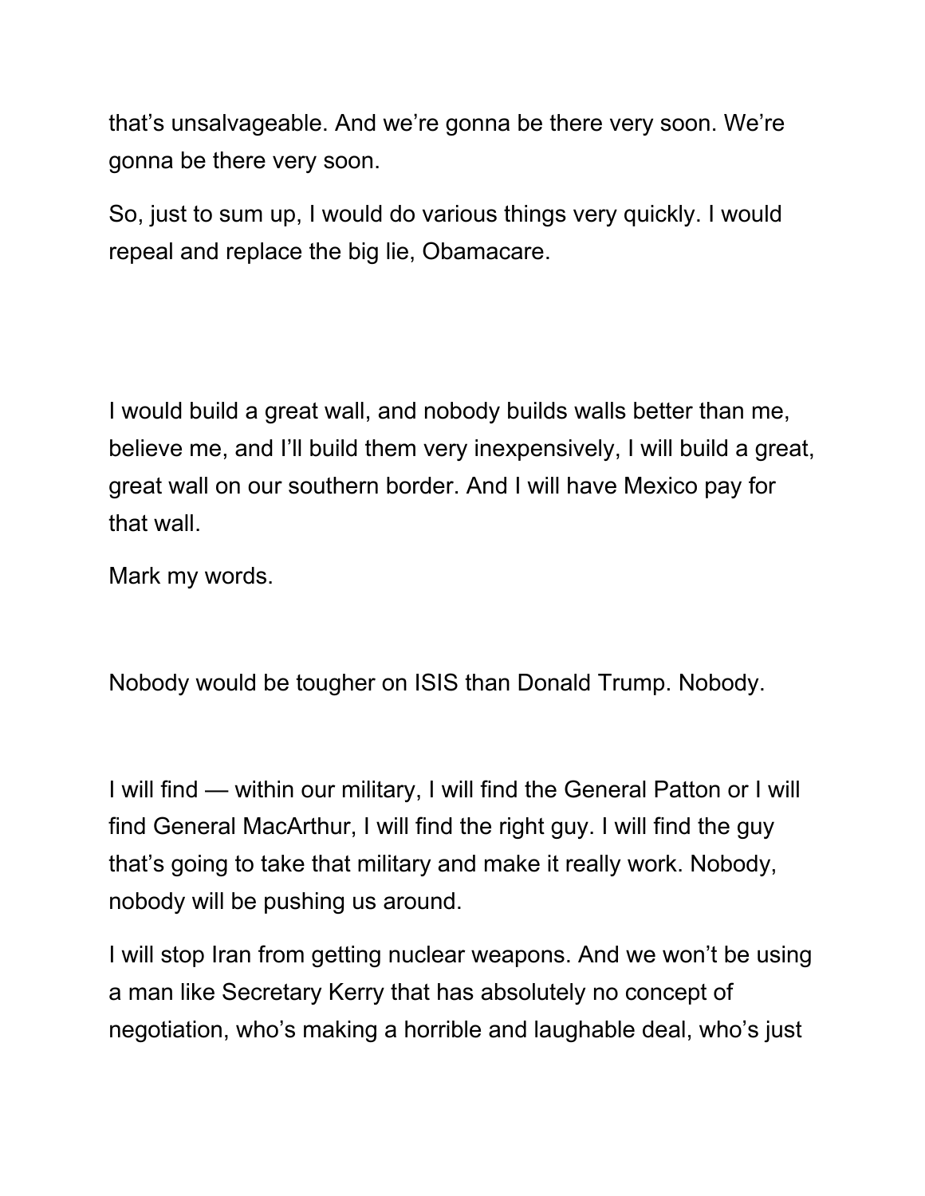that's unsalvageable. And we're gonna be there very soon. We're gonna be there very soon.

So, just to sum up, I would do various things very quickly. I would repeal and replace the big lie, Obamacare.

I would build a great wall, and nobody builds walls better than me, believe me, and I'll build them very inexpensively, I will build a great, great wall on our southern border. And I will have Mexico pay for that wall.

Mark my words.

Nobody would be tougher on ISIS than Donald Trump. Nobody.

I will find — within our military, I will find the General Patton or I will find General MacArthur, I will find the right guy. I will find the guy that's going to take that military and make it really work. Nobody, nobody will be pushing us around.

I will stop Iran from getting nuclear weapons. And we won't be using a man like Secretary Kerry that has absolutely no concept of negotiation, who's making a horrible and laughable deal, who's just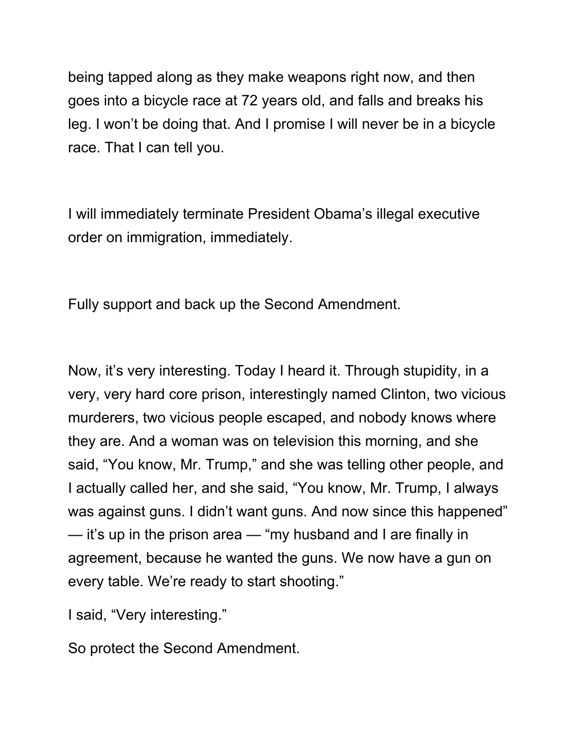being tapped along as they make weapons right now, and then goes into a bicycle race at 72 years old, and falls and breaks his leg. I won't be doing that. And I promise I will never be in a bicycle race. That I can tell you.

I will immediately terminate President Obama's illegal executive order on immigration, immediately.

Fully support and back up the Second Amendment.

Now, it's very interesting. Today I heard it. Through stupidity, in a very, very hard core prison, interestingly named Clinton, two vicious murderers, two vicious people escaped, and nobody knows where they are. And a woman was on television this morning, and she said, "You know, Mr. Trump," and she was telling other people, and I actually called her, and she said, "You know, Mr. Trump, I always was against guns. I didn't want guns. And now since this happened" — it's up in the prison area — "my husband and I are finally in agreement, because he wanted the guns. We now have a gun on every table. We're ready to start shooting."

I said, "Very interesting."

So protect the Second Amendment.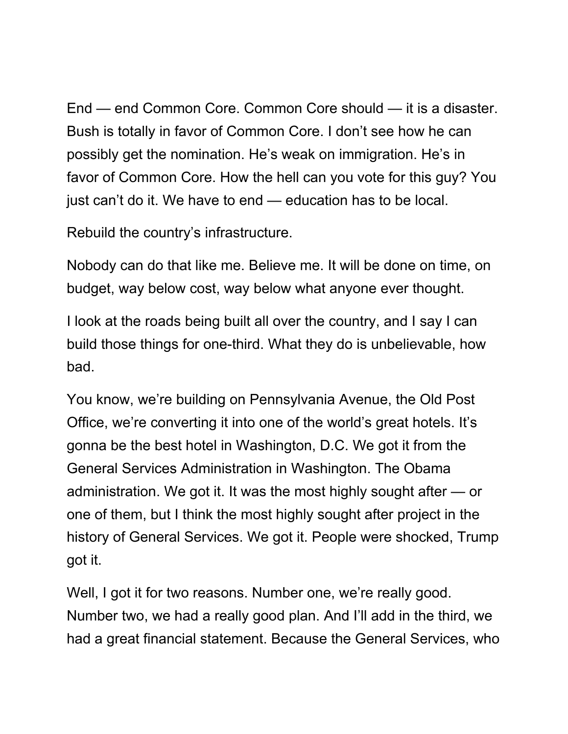End — end Common Core. Common Core should — it is a disaster. Bush is totally in favor of Common Core. I don't see how he can possibly get the nomination. He's weak on immigration. He's in favor of Common Core. How the hell can you vote for this guy? You just can't do it. We have to end — education has to be local.

Rebuild the country's infrastructure.

Nobody can do that like me. Believe me. It will be done on time, on budget, way below cost, way below what anyone ever thought.

I look at the roads being built all over the country, and I say I can build those things for one-third. What they do is unbelievable, how bad.

You know, we're building on Pennsylvania Avenue, the Old Post Office, we're converting it into one of the world's great hotels. It's gonna be the best hotel in Washington, D.C. We got it from the General Services Administration in Washington. The Obama administration. We got it. It was the most highly sought after — or one of them, but I think the most highly sought after project in the history of General Services. We got it. People were shocked, Trump got it.

Well, I got it for two reasons. Number one, we're really good. Number two, we had a really good plan. And I'll add in the third, we had a great financial statement. Because the General Services, who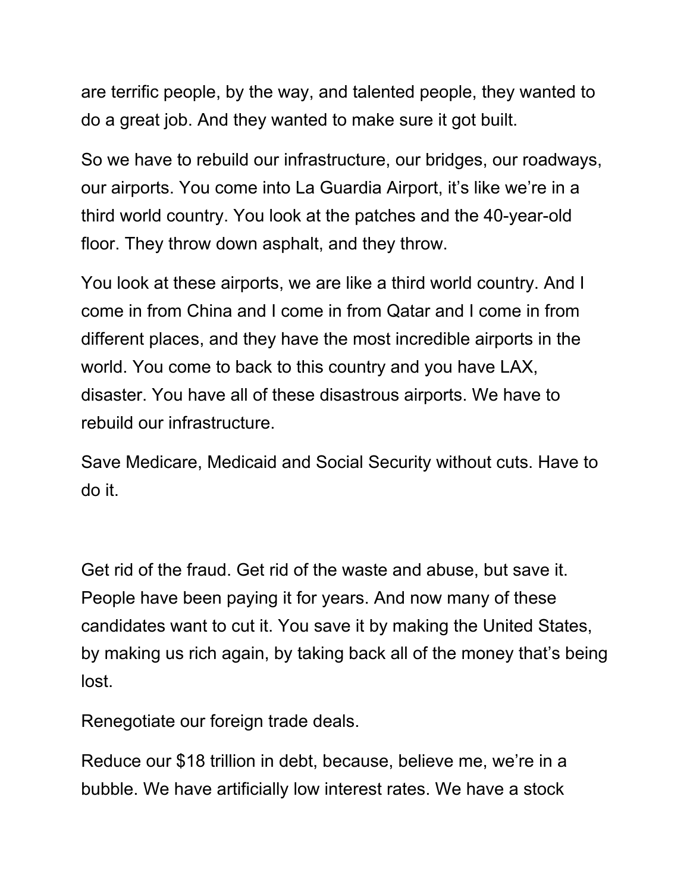are terrific people, by the way, and talented people, they wanted to do a great job. And they wanted to make sure it got built.

So we have to rebuild our infrastructure, our bridges, our roadways, our airports. You come into La Guardia Airport, it's like we're in a third world country. You look at the patches and the 40-year-old floor. They throw down asphalt, and they throw.

You look at these airports, we are like a third world country. And I come in from China and I come in from Qatar and I come in from different places, and they have the most incredible airports in the world. You come to back to this country and you have LAX, disaster. You have all of these disastrous airports. We have to rebuild our infrastructure.

Save Medicare, Medicaid and Social Security without cuts. Have to do it.

Get rid of the fraud. Get rid of the waste and abuse, but save it. People have been paying it for years. And now many of these candidates want to cut it. You save it by making the United States, by making us rich again, by taking back all of the money that's being lost.

Renegotiate our foreign trade deals.

Reduce our $18 trillion in debt, because, believe me, we're in a bubble. We have artificially low interest rates. We have a stock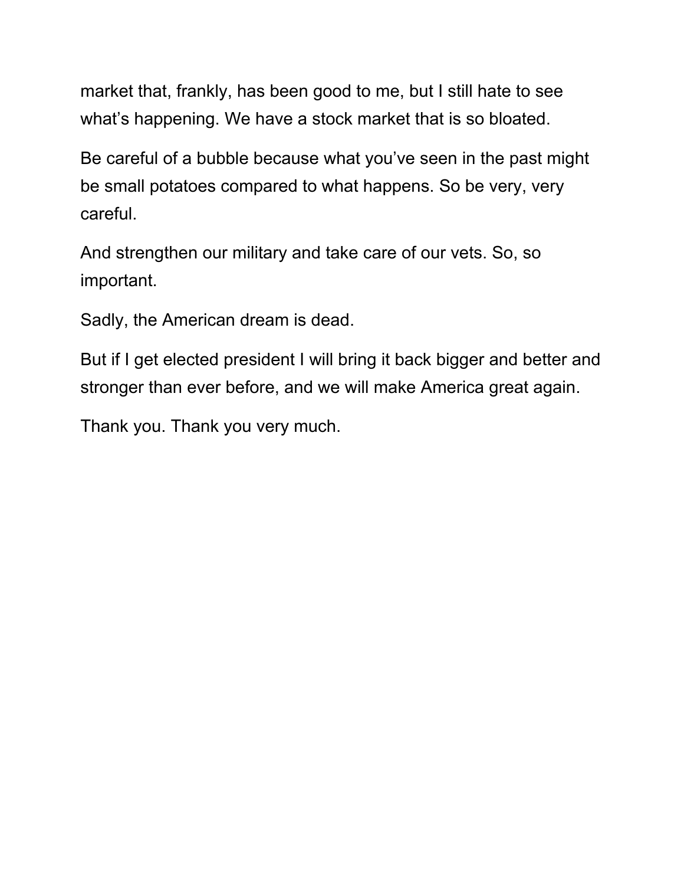market that, frankly, has been good to me, but I still hate to see what's happening. We have a stock market that is so bloated.

Be careful of a bubble because what you've seen in the past might be small potatoes compared to what happens. So be very, very careful.

And strengthen our military and take care of our vets. So, so important.

Sadly, the American dream is dead.

But if I get elected president I will bring it back bigger and better and stronger than ever before, and we will make America great again.

Thank you. Thank you very much.